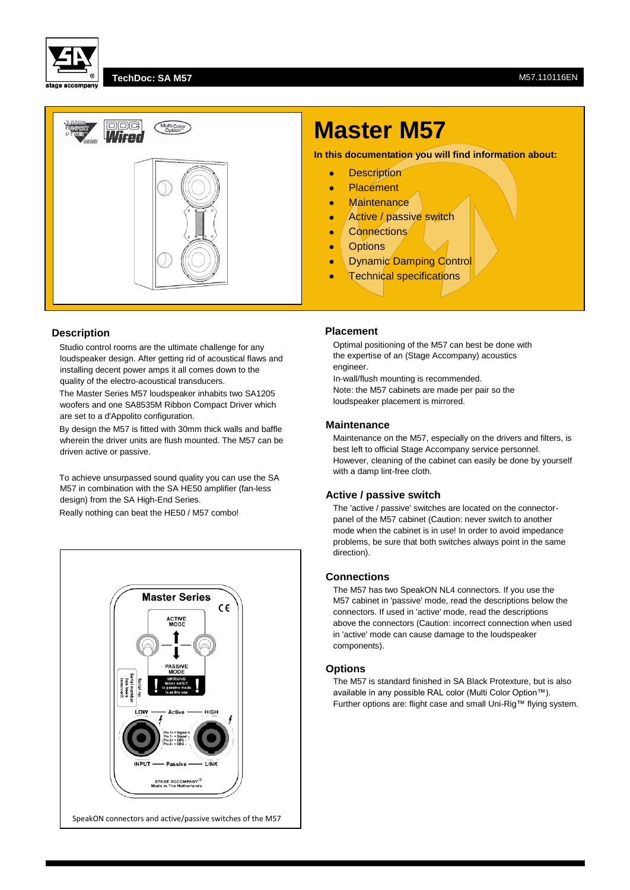# Master M57

**In this documentation you will find information about:**

- Description
- Placement
- Maintenance
- Active / passive switch
- Connections
- Options
- Dynamic Damping Control
- Technical specifications

## Description

Studio control rooms are the ultimate challenge for any loudspeaker design. After getting rid of acoustical flaws and installing decent power amps it all comes down to the quality of the electro-acoustical transducers.

The Master Series M57 loudspeaker inhabits two SA1205 woofers and one SA8535M Ribbon Compact Driver which are set to a d'Appolito configuration.

By design the M57 is fitted with 30mm thick walls and baffle wherein the driver units are flush mounted. The M57 can be driven active or passive.

To achieve unsurpassed sound quality you can use the SA M57 in combination with the SA HE50 amplifier (fan-less design) from the SA High-End Series.

Really nothing can beat the HE50 / M57 combo!

SpeakON connectors and active/passive switches of the M57

## Placement

Optimal positioning of the M57 can best be done with the expertise of an (Stage Accompany) acoustics engineer.

In-wall/flush mounting is recommended.

Note: the M57 cabinets are made per pair so the loudspeaker placement is mirrored.

## Maintenance

Maintenance on the M57, especially on the drivers and filters, is best left to official Stage Accompany service personnel. However, cleaning of the cabinet can easily be done by yourself with a damp lint-free cloth.

## Active / passive switch

The 'active / passive' switches are located on the connector-panel of the M57 cabinet (Caution: never switch to another mode when the cabinet is in use! In order to avoid impedance problems, be sure that both switches always point in the same direction).

## Connections

The M57 has two SpeakON NL4 connectors. If you use the M57 cabinet in 'passive' mode, read the descriptions below the connectors. If used in 'active' mode, read the descriptions above the connectors (Caution: incorrect connection when used in 'active' mode can cause damage to the loudspeaker components).

## Options

The M57 is standard finished in SA Black Protexture, but is also available in any possible RAL color (Multi Color Option™). Further options are: flight case and small Uni-Rig™ flying system.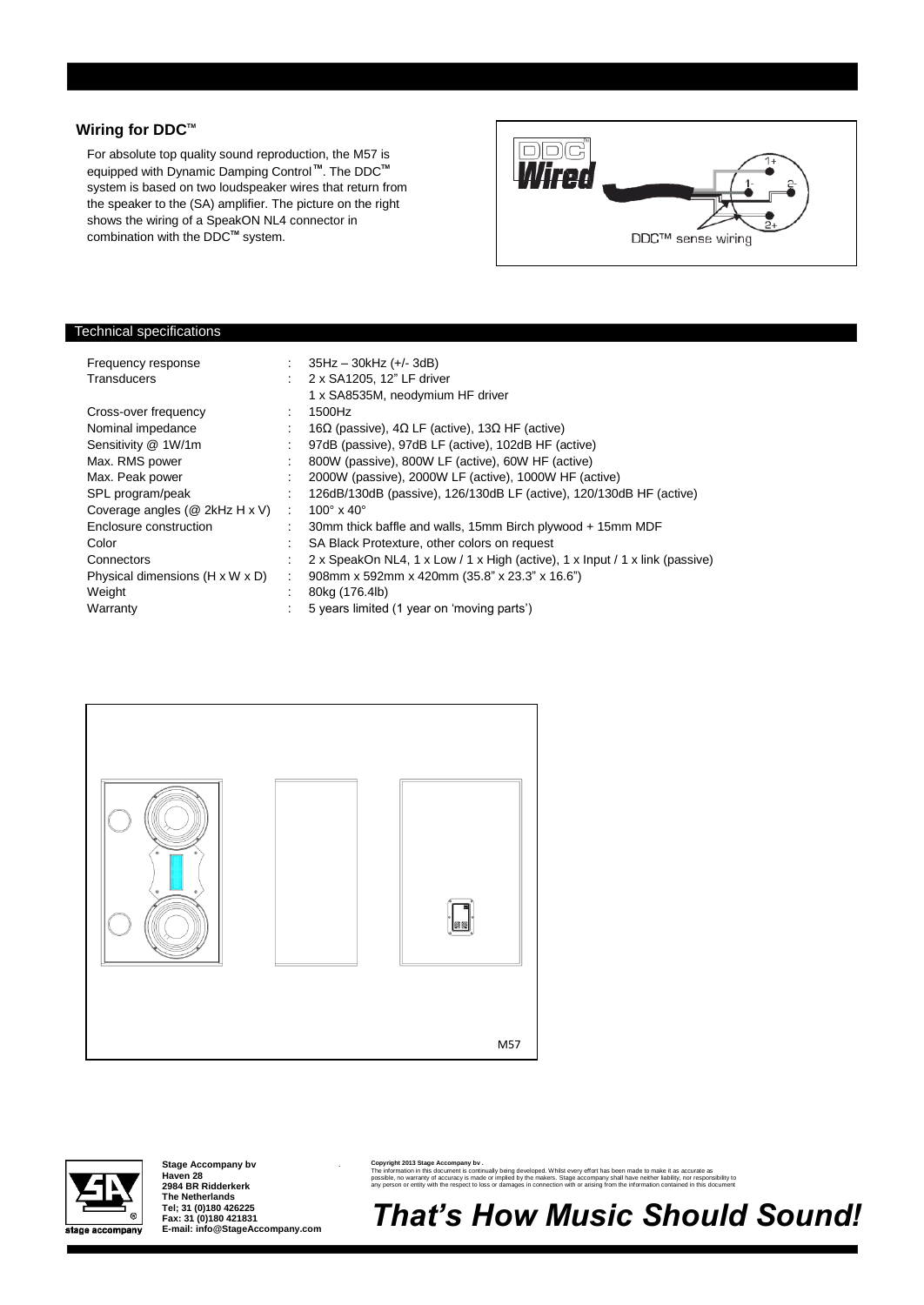## Wiring for DDC™

For absolute top quality sound reproduction, the M57 is equipped with Dynamic Damping Control™. The DDC™ system is based on two loudspeaker wires that return from the speaker to the (SA) amplifier. The picture on the right shows the wiring of a SpeakON NL4 connector in combination with the DDC™ system.

DDC Wired

1+
1-
2-
2+
DDC™ sense wiring

## Technical specifications

| | | |
|---|---|---|
| Frequency response | : | 35Hz – 30kHz (+/- 3dB) |
| Transducers | : | 2 x SA1205, 12" LF driver |
| | | 1 x SA8535M, neodymium HF driver |
| Cross-over frequency | : | 1500Hz |
| Nominal impedance | : | 16Ω (passive), 4Ω LF (active), 13Ω HF (active) |
| Sensitivity @ 1W/1m | : | 97dB (passive), 97dB LF (active), 102dB HF (active) |
| Max. RMS power | : | 800W (passive), 800W LF (active), 60W HF (active) |
| Max. Peak power | : | 2000W (passive), 2000W LF (active), 1000W HF (active) |
| SPL program/peak | : | 126dB/130dB (passive), 126/130dB LF (active), 120/130dB HF (active) |
| Coverage angles (@ 2kHz H x V) | : | 100° x 40° |
| Enclosure construction | : | 30mm thick baffle and walls, 15mm Birch plywood + 15mm MDF |
| Color | : | SA Black Protexture, other colors on request |
| Connectors | : | 2 x SpeakOn NL4, 1 x Low / 1 x High (active), 1 x Input / 1 x link (passive) |
| Physical dimensions (H x W x D) | : | 908mm x 592mm x 420mm (35.8" x 23.3" x 16.6") |
| Weight | : | 80kg (176.4lb) |
| Warranty | : | 5 years limited (1 year on 'moving parts') |

M57

**Stage Accompany bv**
**Haven 28**
**2984 BR Ridderkerk**
**The Netherlands**
**Tel; 31 (0)180 426225**
**Fax: 31 (0)180 421831**
**E-mail: info@StageAccompany.com**

**Copyright 2013 Stage Accompany bv .**
The information in this document is continually being developed. Whilst every effort has been made to make it as accurate as possible, no warranty of accuracy is made or implied by the makers. Stage accompany shall have neither liability, nor responsibility to any person or entity with the respect to loss or damages in connection with or arising from the information contained in this document

***That's How Music Should Sound!***